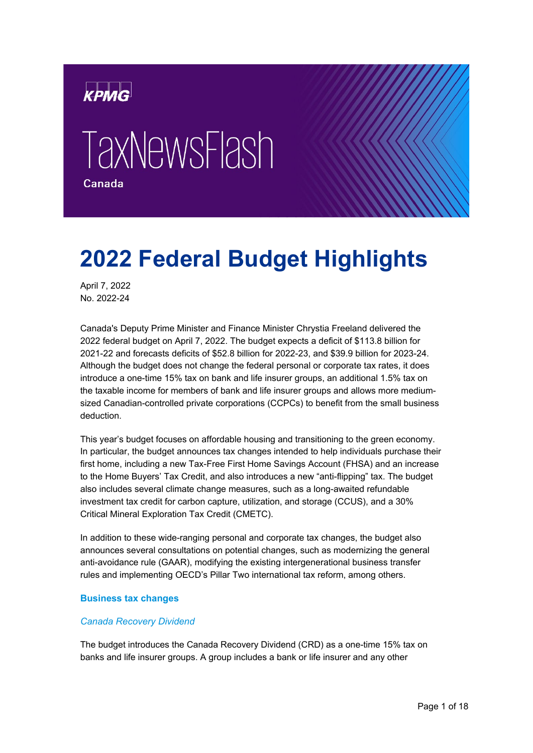KPMG

TaxNewsFlash

Canada

# 2022 Federal Budget Highlights

April 7, 2022
No. 2022-24

Canada's Deputy Prime Minister and Finance Minister Chrystia Freeland delivered the 2022 federal budget on April 7, 2022. The budget expects a deficit of $113.8 billion for 2021-22 and forecasts deficits of $52.8 billion for 2022-23, and $39.9 billion for 2023-24. Although the budget does not change the federal personal or corporate tax rates, it does introduce a one-time 15% tax on bank and life insurer groups, an additional 1.5% tax on the taxable income for members of bank and life insurer groups and allows more medium-sized Canadian-controlled private corporations (CCPCs) to benefit from the small business deduction.

This year's budget focuses on affordable housing and transitioning to the green economy. In particular, the budget announces tax changes intended to help individuals purchase their first home, including a new Tax-Free First Home Savings Account (FHSA) and an increase to the Home Buyers' Tax Credit, and also introduces a new "anti-flipping" tax. The budget also includes several climate change measures, such as a long-awaited refundable investment tax credit for carbon capture, utilization, and storage (CCUS), and a 30% Critical Mineral Exploration Tax Credit (CMETC).

In addition to these wide-ranging personal and corporate tax changes, the budget also announces several consultations on potential changes, such as modernizing the general anti-avoidance rule (GAAR), modifying the existing intergenerational business transfer rules and implementing OECD's Pillar Two international tax reform, among others.

## Business tax changes

### *Canada Recovery Dividend*

The budget introduces the Canada Recovery Dividend (CRD) as a one-time 15% tax on banks and life insurer groups. A group includes a bank or life insurer and any other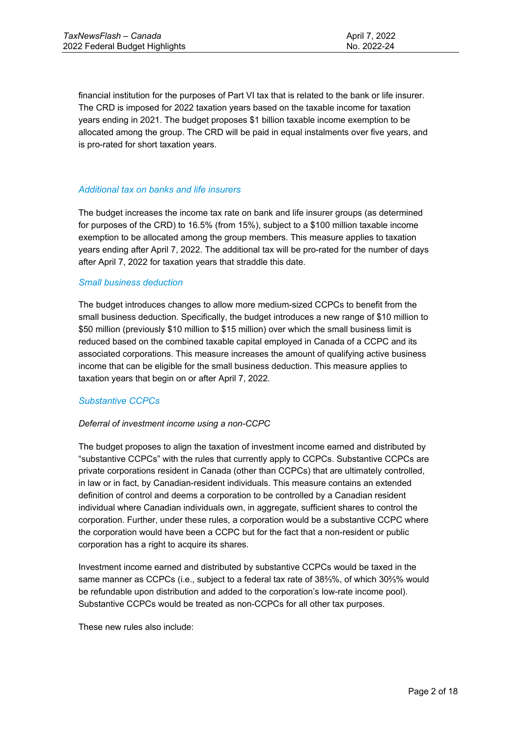financial institution for the purposes of Part VI tax that is related to the bank or life insurer. The CRD is imposed for 2022 taxation years based on the taxable income for taxation years ending in 2021. The budget proposes $1 billion taxable income exemption to be allocated among the group. The CRD will be paid in equal instalments over five years, and is pro-rated for short taxation years.

### *Additional tax on banks and life insurers*

The budget increases the income tax rate on bank and life insurer groups (as determined for purposes of the CRD) to 16.5% (from 15%), subject to a $100 million taxable income exemption to be allocated among the group members. This measure applies to taxation years ending after April 7, 2022. The additional tax will be pro-rated for the number of days after April 7, 2022 for taxation years that straddle this date.

### *Small business deduction*

The budget introduces changes to allow more medium-sized CCPCs to benefit from the small business deduction. Specifically, the budget introduces a new range of $10 million to $50 million (previously $10 million to $15 million) over which the small business limit is reduced based on the combined taxable capital employed in Canada of a CCPC and its associated corporations. This measure increases the amount of qualifying active business income that can be eligible for the small business deduction. This measure applies to taxation years that begin on or after April 7, 2022.

### *Substantive CCPCs*

*Deferral of investment income using a non-CCPC*

The budget proposes to align the taxation of investment income earned and distributed by "substantive CCPCs" with the rules that currently apply to CCPCs. Substantive CCPCs are private corporations resident in Canada (other than CCPCs) that are ultimately controlled, in law or in fact, by Canadian-resident individuals. This measure contains an extended definition of control and deems a corporation to be controlled by a Canadian resident individual where Canadian individuals own, in aggregate, sufficient shares to control the corporation. Further, under these rules, a corporation would be a substantive CCPC where the corporation would have been a CCPC but for the fact that a non-resident or public corporation has a right to acquire its shares.

Investment income earned and distributed by substantive CCPCs would be taxed in the same manner as CCPCs (i.e., subject to a federal tax rate of 38⅔%, of which 30⅔% would be refundable upon distribution and added to the corporation's low-rate income pool). Substantive CCPCs would be treated as non-CCPCs for all other tax purposes.

These new rules also include: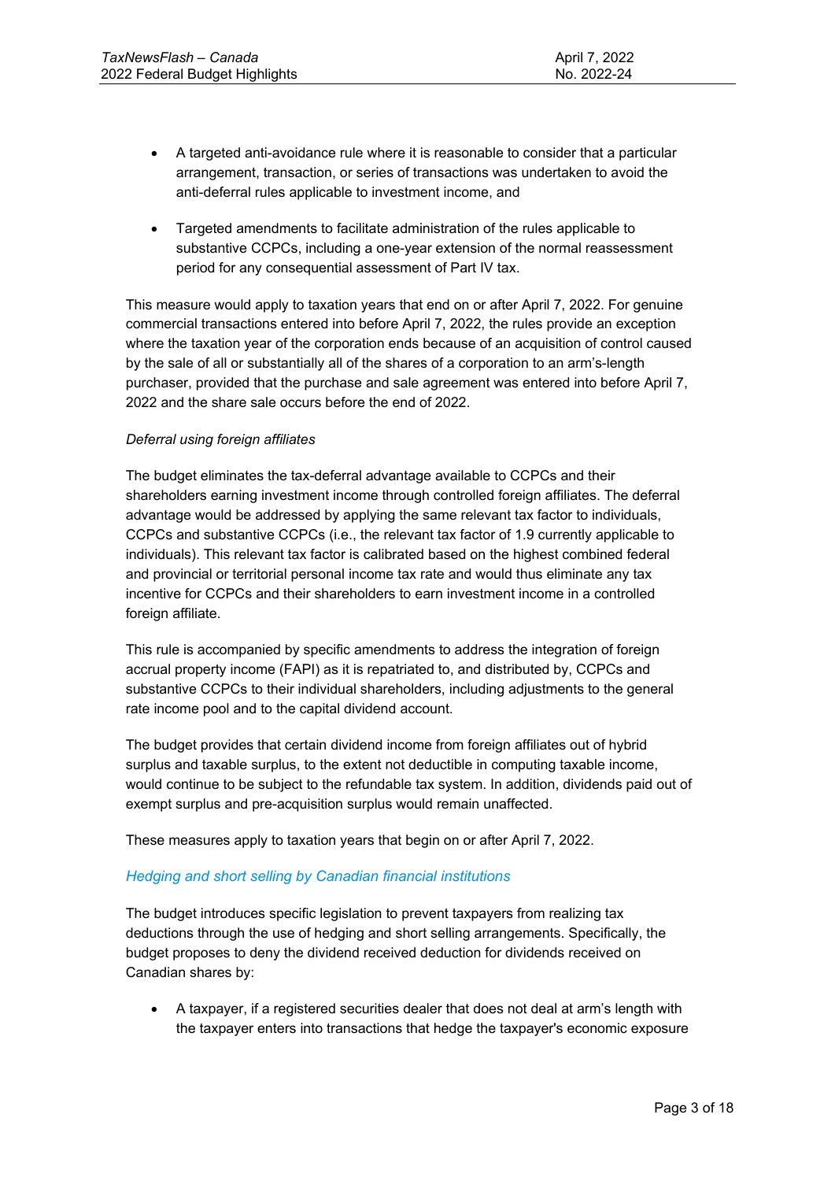- A targeted anti-avoidance rule where it is reasonable to consider that a particular arrangement, transaction, or series of transactions was undertaken to avoid the anti-deferral rules applicable to investment income, and

- Targeted amendments to facilitate administration of the rules applicable to substantive CCPCs, including a one-year extension of the normal reassessment period for any consequential assessment of Part IV tax.

This measure would apply to taxation years that end on or after April 7, 2022. For genuine commercial transactions entered into before April 7, 2022, the rules provide an exception where the taxation year of the corporation ends because of an acquisition of control caused by the sale of all or substantially all of the shares of a corporation to an arm's-length purchaser, provided that the purchase and sale agreement was entered into before April 7, 2022 and the share sale occurs before the end of 2022.

*Deferral using foreign affiliates*

The budget eliminates the tax-deferral advantage available to CCPCs and their shareholders earning investment income through controlled foreign affiliates. The deferral advantage would be addressed by applying the same relevant tax factor to individuals, CCPCs and substantive CCPCs (i.e., the relevant tax factor of 1.9 currently applicable to individuals). This relevant tax factor is calibrated based on the highest combined federal and provincial or territorial personal income tax rate and would thus eliminate any tax incentive for CCPCs and their shareholders to earn investment income in a controlled foreign affiliate.

This rule is accompanied by specific amendments to address the integration of foreign accrual property income (FAPI) as it is repatriated to, and distributed by, CCPCs and substantive CCPCs to their individual shareholders, including adjustments to the general rate income pool and to the capital dividend account.

The budget provides that certain dividend income from foreign affiliates out of hybrid surplus and taxable surplus, to the extent not deductible in computing taxable income, would continue to be subject to the refundable tax system. In addition, dividends paid out of exempt surplus and pre-acquisition surplus would remain unaffected.

These measures apply to taxation years that begin on or after April 7, 2022.

### *Hedging and short selling by Canadian financial institutions*

The budget introduces specific legislation to prevent taxpayers from realizing tax deductions through the use of hedging and short selling arrangements. Specifically, the budget proposes to deny the dividend received deduction for dividends received on Canadian shares by:

- A taxpayer, if a registered securities dealer that does not deal at arm's length with the taxpayer enters into transactions that hedge the taxpayer's economic exposure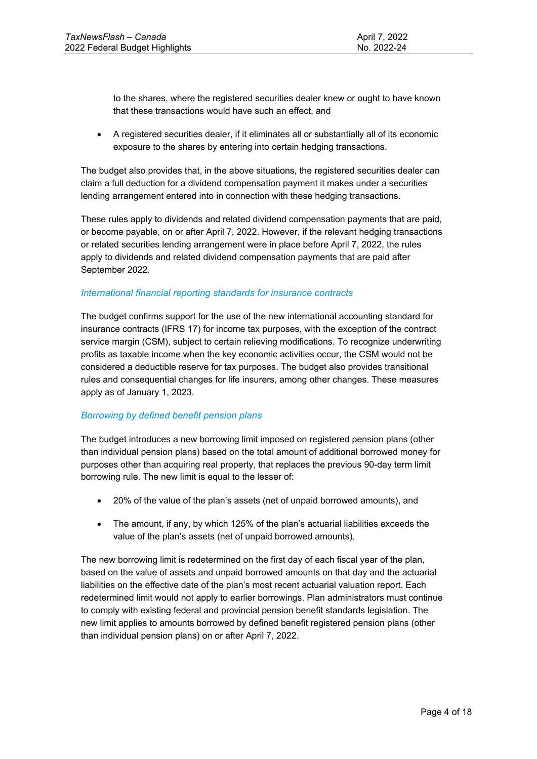to the shares, where the registered securities dealer knew or ought to have known that these transactions would have such an effect, and

- A registered securities dealer, if it eliminates all or substantially all of its economic exposure to the shares by entering into certain hedging transactions.

The budget also provides that, in the above situations, the registered securities dealer can claim a full deduction for a dividend compensation payment it makes under a securities lending arrangement entered into in connection with these hedging transactions.

These rules apply to dividends and related dividend compensation payments that are paid, or become payable, on or after April 7, 2022. However, if the relevant hedging transactions or related securities lending arrangement were in place before April 7, 2022, the rules apply to dividends and related dividend compensation payments that are paid after September 2022.

### *International financial reporting standards for insurance contracts*

The budget confirms support for the use of the new international accounting standard for insurance contracts (IFRS 17) for income tax purposes, with the exception of the contract service margin (CSM), subject to certain relieving modifications. To recognize underwriting profits as taxable income when the key economic activities occur, the CSM would not be considered a deductible reserve for tax purposes. The budget also provides transitional rules and consequential changes for life insurers, among other changes. These measures apply as of January 1, 2023.

### *Borrowing by defined benefit pension plans*

The budget introduces a new borrowing limit imposed on registered pension plans (other than individual pension plans) based on the total amount of additional borrowed money for purposes other than acquiring real property, that replaces the previous 90-day term limit borrowing rule. The new limit is equal to the lesser of:

- 20% of the value of the plan's assets (net of unpaid borrowed amounts), and
- The amount, if any, by which 125% of the plan's actuarial liabilities exceeds the value of the plan's assets (net of unpaid borrowed amounts).

The new borrowing limit is redetermined on the first day of each fiscal year of the plan, based on the value of assets and unpaid borrowed amounts on that day and the actuarial liabilities on the effective date of the plan's most recent actuarial valuation report. Each redetermined limit would not apply to earlier borrowings. Plan administrators must continue to comply with existing federal and provincial pension benefit standards legislation. The new limit applies to amounts borrowed by defined benefit registered pension plans (other than individual pension plans) on or after April 7, 2022.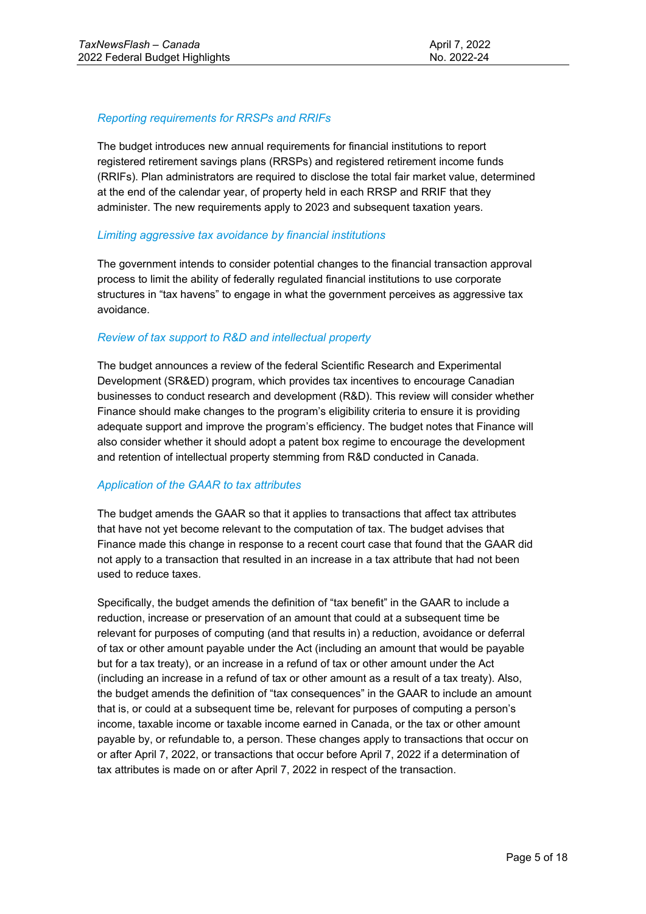### *Reporting requirements for RRSPs and RRIFs*

The budget introduces new annual requirements for financial institutions to report registered retirement savings plans (RRSPs) and registered retirement income funds (RRIFs). Plan administrators are required to disclose the total fair market value, determined at the end of the calendar year, of property held in each RRSP and RRIF that they administer. The new requirements apply to 2023 and subsequent taxation years.

### *Limiting aggressive tax avoidance by financial institutions*

The government intends to consider potential changes to the financial transaction approval process to limit the ability of federally regulated financial institutions to use corporate structures in "tax havens" to engage in what the government perceives as aggressive tax avoidance.

### *Review of tax support to R&D and intellectual property*

The budget announces a review of the federal Scientific Research and Experimental Development (SR&ED) program, which provides tax incentives to encourage Canadian businesses to conduct research and development (R&D). This review will consider whether Finance should make changes to the program's eligibility criteria to ensure it is providing adequate support and improve the program's efficiency. The budget notes that Finance will also consider whether it should adopt a patent box regime to encourage the development and retention of intellectual property stemming from R&D conducted in Canada.

### *Application of the GAAR to tax attributes*

The budget amends the GAAR so that it applies to transactions that affect tax attributes that have not yet become relevant to the computation of tax. The budget advises that Finance made this change in response to a recent court case that found that the GAAR did not apply to a transaction that resulted in an increase in a tax attribute that had not been used to reduce taxes.

Specifically, the budget amends the definition of "tax benefit" in the GAAR to include a reduction, increase or preservation of an amount that could at a subsequent time be relevant for purposes of computing (and that results in) a reduction, avoidance or deferral of tax or other amount payable under the Act (including an amount that would be payable but for a tax treaty), or an increase in a refund of tax or other amount under the Act (including an increase in a refund of tax or other amount as a result of a tax treaty). Also, the budget amends the definition of "tax consequences" in the GAAR to include an amount that is, or could at a subsequent time be, relevant for purposes of computing a person's income, taxable income or taxable income earned in Canada, or the tax or other amount payable by, or refundable to, a person. These changes apply to transactions that occur on or after April 7, 2022, or transactions that occur before April 7, 2022 if a determination of tax attributes is made on or after April 7, 2022 in respect of the transaction.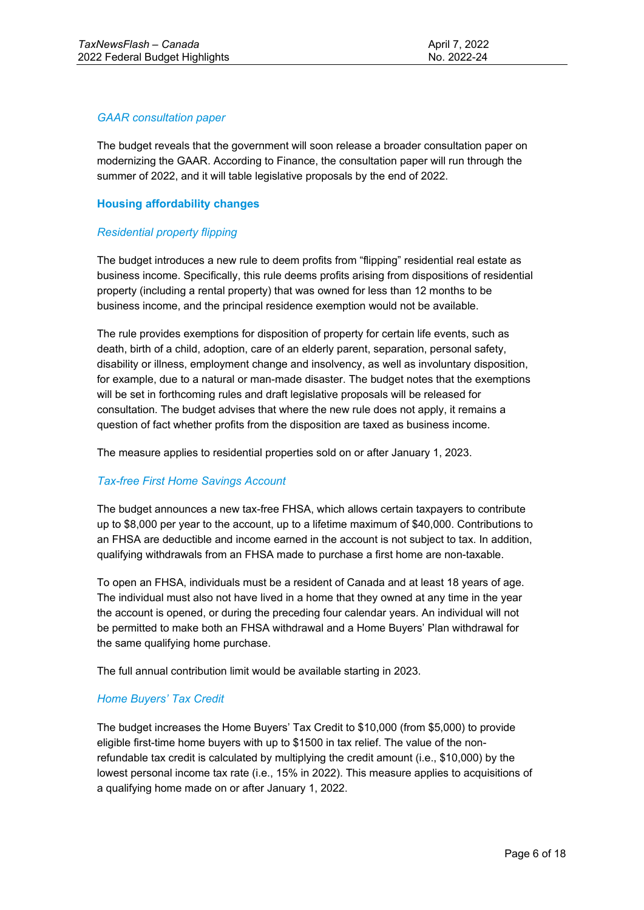### *GAAR consultation paper*

The budget reveals that the government will soon release a broader consultation paper on modernizing the GAAR. According to Finance, the consultation paper will run through the summer of 2022, and it will table legislative proposals by the end of 2022.

## Housing affordability changes

### *Residential property flipping*

The budget introduces a new rule to deem profits from “flipping” residential real estate as business income. Specifically, this rule deems profits arising from dispositions of residential property (including a rental property) that was owned for less than 12 months to be business income, and the principal residence exemption would not be available.

The rule provides exemptions for disposition of property for certain life events, such as death, birth of a child, adoption, care of an elderly parent, separation, personal safety, disability or illness, employment change and insolvency, as well as involuntary disposition, for example, due to a natural or man-made disaster. The budget notes that the exemptions will be set in forthcoming rules and draft legislative proposals will be released for consultation. The budget advises that where the new rule does not apply, it remains a question of fact whether profits from the disposition are taxed as business income.

The measure applies to residential properties sold on or after January 1, 2023.

### *Tax-free First Home Savings Account*

The budget announces a new tax-free FHSA, which allows certain taxpayers to contribute up to $8,000 per year to the account, up to a lifetime maximum of $40,000. Contributions to an FHSA are deductible and income earned in the account is not subject to tax. In addition, qualifying withdrawals from an FHSA made to purchase a first home are non-taxable.

To open an FHSA, individuals must be a resident of Canada and at least 18 years of age. The individual must also not have lived in a home that they owned at any time in the year the account is opened, or during the preceding four calendar years. An individual will not be permitted to make both an FHSA withdrawal and a Home Buyers’ Plan withdrawal for the same qualifying home purchase.

The full annual contribution limit would be available starting in 2023.

### *Home Buyers’ Tax Credit*

The budget increases the Home Buyers’ Tax Credit to $10,000 (from $5,000) to provide eligible first-time home buyers with up to $1500 in tax relief. The value of the non-refundable tax credit is calculated by multiplying the credit amount (i.e., $10,000) by the lowest personal income tax rate (i.e., 15% in 2022). This measure applies to acquisitions of a qualifying home made on or after January 1, 2022.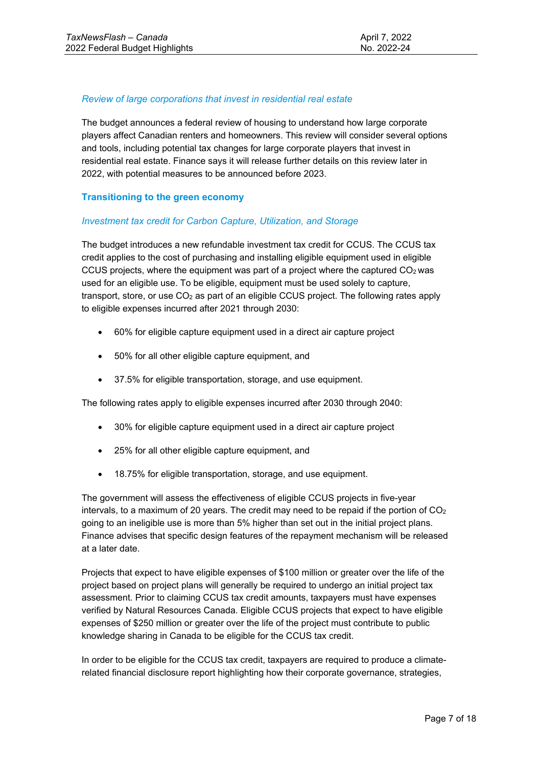*Review of large corporations that invest in residential real estate*

The budget announces a federal review of housing to understand how large corporate players affect Canadian renters and homeowners. This review will consider several options and tools, including potential tax changes for large corporate players that invest in residential real estate. Finance says it will release further details on this review later in 2022, with potential measures to be announced before 2023.

## Transitioning to the green economy

*Investment tax credit for Carbon Capture, Utilization, and Storage*

The budget introduces a new refundable investment tax credit for CCUS. The CCUS tax credit applies to the cost of purchasing and installing eligible equipment used in eligible CCUS projects, where the equipment was part of a project where the captured $CO_2$ was used for an eligible use. To be eligible, equipment must be used solely to capture, transport, store, or use $CO_2$ as part of an eligible CCUS project. The following rates apply to eligible expenses incurred after 2021 through 2030:

- 60% for eligible capture equipment used in a direct air capture project
- 50% for all other eligible capture equipment, and
- 37.5% for eligible transportation, storage, and use equipment.

The following rates apply to eligible expenses incurred after 2030 through 2040:

- 30% for eligible capture equipment used in a direct air capture project
- 25% for all other eligible capture equipment, and
- 18.75% for eligible transportation, storage, and use equipment.

The government will assess the effectiveness of eligible CCUS projects in five-year intervals, to a maximum of 20 years. The credit may need to be repaid if the portion of $CO_2$ going to an ineligible use is more than 5% higher than set out in the initial project plans. Finance advises that specific design features of the repayment mechanism will be released at a later date.

Projects that expect to have eligible expenses of $100 million or greater over the life of the project based on project plans will generally be required to undergo an initial project tax assessment. Prior to claiming CCUS tax credit amounts, taxpayers must have expenses verified by Natural Resources Canada. Eligible CCUS projects that expect to have eligible expenses of $250 million or greater over the life of the project must contribute to public knowledge sharing in Canada to be eligible for the CCUS tax credit.

In order to be eligible for the CCUS tax credit, taxpayers are required to produce a climate-related financial disclosure report highlighting how their corporate governance, strategies,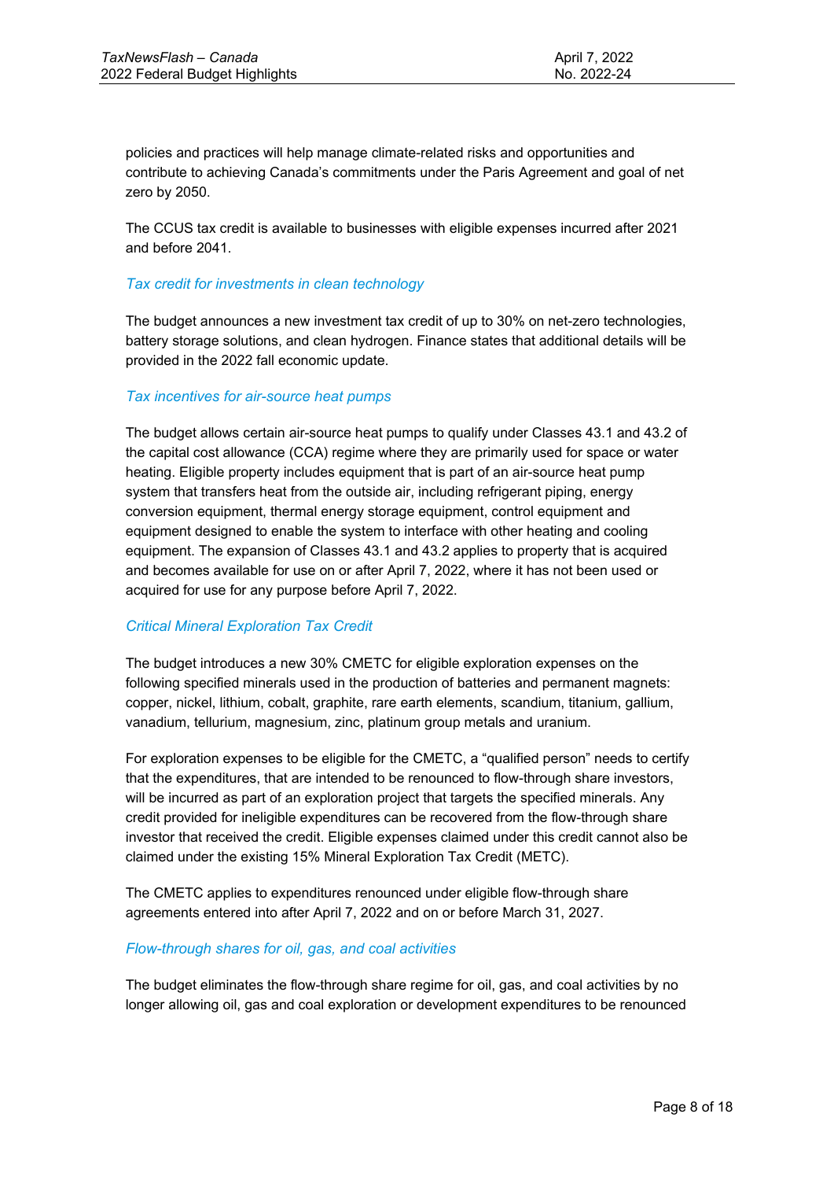policies and practices will help manage climate-related risks and opportunities and contribute to achieving Canada's commitments under the Paris Agreement and goal of net zero by 2050.

The CCUS tax credit is available to businesses with eligible expenses incurred after 2021 and before 2041.

### *Tax credit for investments in clean technology*

The budget announces a new investment tax credit of up to 30% on net-zero technologies, battery storage solutions, and clean hydrogen. Finance states that additional details will be provided in the 2022 fall economic update.

### *Tax incentives for air-source heat pumps*

The budget allows certain air-source heat pumps to qualify under Classes 43.1 and 43.2 of the capital cost allowance (CCA) regime where they are primarily used for space or water heating. Eligible property includes equipment that is part of an air-source heat pump system that transfers heat from the outside air, including refrigerant piping, energy conversion equipment, thermal energy storage equipment, control equipment and equipment designed to enable the system to interface with other heating and cooling equipment. The expansion of Classes 43.1 and 43.2 applies to property that is acquired and becomes available for use on or after April 7, 2022, where it has not been used or acquired for use for any purpose before April 7, 2022.

### *Critical Mineral Exploration Tax Credit*

The budget introduces a new 30% CMETC for eligible exploration expenses on the following specified minerals used in the production of batteries and permanent magnets: copper, nickel, lithium, cobalt, graphite, rare earth elements, scandium, titanium, gallium, vanadium, tellurium, magnesium, zinc, platinum group metals and uranium.

For exploration expenses to be eligible for the CMETC, a "qualified person" needs to certify that the expenditures, that are intended to be renounced to flow-through share investors, will be incurred as part of an exploration project that targets the specified minerals. Any credit provided for ineligible expenditures can be recovered from the flow-through share investor that received the credit. Eligible expenses claimed under this credit cannot also be claimed under the existing 15% Mineral Exploration Tax Credit (METC).

The CMETC applies to expenditures renounced under eligible flow-through share agreements entered into after April 7, 2022 and on or before March 31, 2027.

### *Flow-through shares for oil, gas, and coal activities*

The budget eliminates the flow-through share regime for oil, gas, and coal activities by no longer allowing oil, gas and coal exploration or development expenditures to be renounced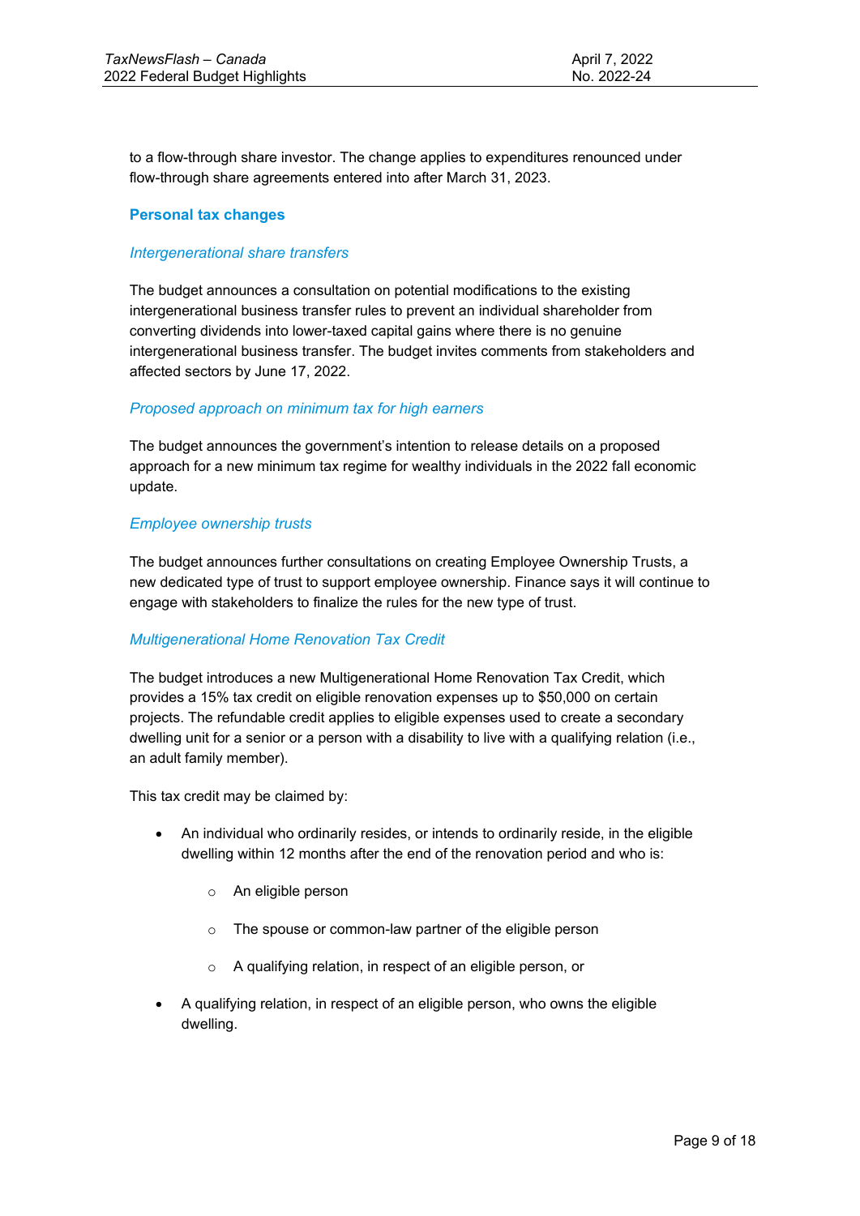to a flow-through share investor. The change applies to expenditures renounced under flow-through share agreements entered into after March 31, 2023.

## Personal tax changes

### *Intergenerational share transfers*

The budget announces a consultation on potential modifications to the existing intergenerational business transfer rules to prevent an individual shareholder from converting dividends into lower-taxed capital gains where there is no genuine intergenerational business transfer. The budget invites comments from stakeholders and affected sectors by June 17, 2022.

### *Proposed approach on minimum tax for high earners*

The budget announces the government's intention to release details on a proposed approach for a new minimum tax regime for wealthy individuals in the 2022 fall economic update.

### *Employee ownership trusts*

The budget announces further consultations on creating Employee Ownership Trusts, a new dedicated type of trust to support employee ownership. Finance says it will continue to engage with stakeholders to finalize the rules for the new type of trust.

### *Multigenerational Home Renovation Tax Credit*

The budget introduces a new Multigenerational Home Renovation Tax Credit, which provides a 15% tax credit on eligible renovation expenses up to $50,000 on certain projects. The refundable credit applies to eligible expenses used to create a secondary dwelling unit for a senior or a person with a disability to live with a qualifying relation (i.e., an adult family member).

This tax credit may be claimed by:

- An individual who ordinarily resides, or intends to ordinarily reside, in the eligible dwelling within 12 months after the end of the renovation period and who is:
  - An eligible person
  - The spouse or common-law partner of the eligible person
  - A qualifying relation, in respect of an eligible person, or
- A qualifying relation, in respect of an eligible person, who owns the eligible dwelling.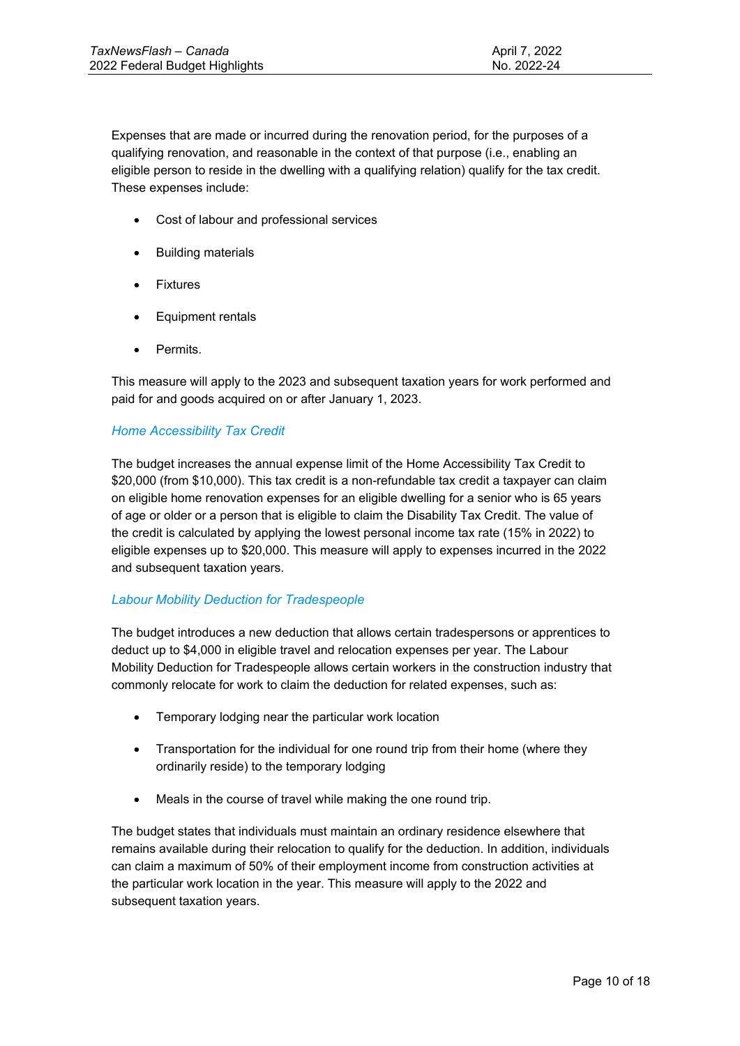Expenses that are made or incurred during the renovation period, for the purposes of a qualifying renovation, and reasonable in the context of that purpose (i.e., enabling an eligible person to reside in the dwelling with a qualifying relation) qualify for the tax credit. These expenses include:

- Cost of labour and professional services
- Building materials
- Fixtures
- Equipment rentals
- Permits.

This measure will apply to the 2023 and subsequent taxation years for work performed and paid for and goods acquired on or after January 1, 2023.

### *Home Accessibility Tax Credit*

The budget increases the annual expense limit of the Home Accessibility Tax Credit to $20,000 (from $10,000). This tax credit is a non-refundable tax credit a taxpayer can claim on eligible home renovation expenses for an eligible dwelling for a senior who is 65 years of age or older or a person that is eligible to claim the Disability Tax Credit. The value of the credit is calculated by applying the lowest personal income tax rate (15% in 2022) to eligible expenses up to $20,000. This measure will apply to expenses incurred in the 2022 and subsequent taxation years.

### *Labour Mobility Deduction for Tradespeople*

The budget introduces a new deduction that allows certain tradespersons or apprentices to deduct up to $4,000 in eligible travel and relocation expenses per year. The Labour Mobility Deduction for Tradespeople allows certain workers in the construction industry that commonly relocate for work to claim the deduction for related expenses, such as:

- Temporary lodging near the particular work location
- Transportation for the individual for one round trip from their home (where they ordinarily reside) to the temporary lodging
- Meals in the course of travel while making the one round trip.

The budget states that individuals must maintain an ordinary residence elsewhere that remains available during their relocation to qualify for the deduction. In addition, individuals can claim a maximum of 50% of their employment income from construction activities at the particular work location in the year. This measure will apply to the 2022 and subsequent taxation years.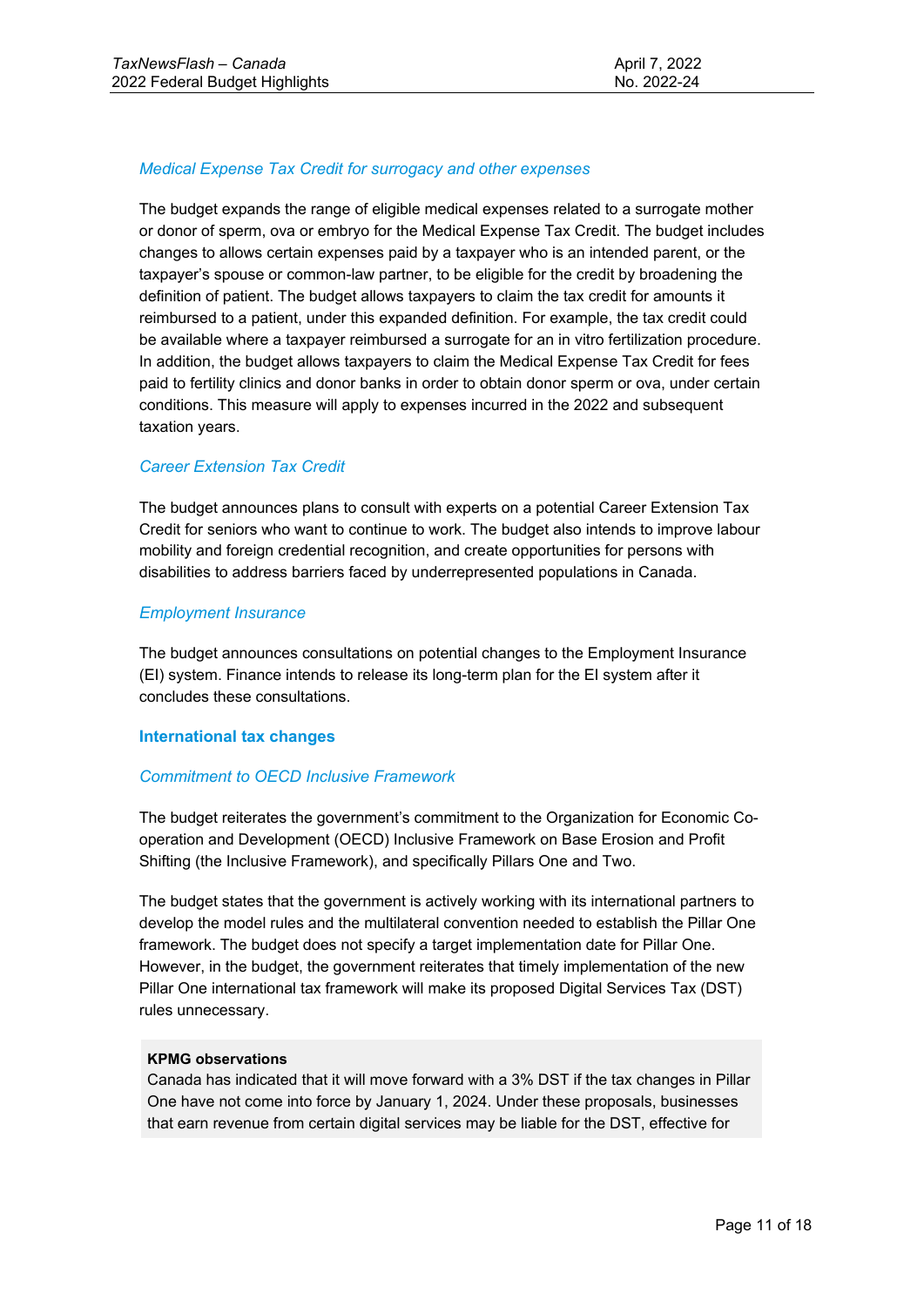*Medical Expense Tax Credit for surrogacy and other expenses*

The budget expands the range of eligible medical expenses related to a surrogate mother or donor of sperm, ova or embryo for the Medical Expense Tax Credit. The budget includes changes to allows certain expenses paid by a taxpayer who is an intended parent, or the taxpayer's spouse or common-law partner, to be eligible for the credit by broadening the definition of patient. The budget allows taxpayers to claim the tax credit for amounts it reimbursed to a patient, under this expanded definition. For example, the tax credit could be available where a taxpayer reimbursed a surrogate for an in vitro fertilization procedure. In addition, the budget allows taxpayers to claim the Medical Expense Tax Credit for fees paid to fertility clinics and donor banks in order to obtain donor sperm or ova, under certain conditions. This measure will apply to expenses incurred in the 2022 and subsequent taxation years.

*Career Extension Tax Credit*

The budget announces plans to consult with experts on a potential Career Extension Tax Credit for seniors who want to continue to work. The budget also intends to improve labour mobility and foreign credential recognition, and create opportunities for persons with disabilities to address barriers faced by underrepresented populations in Canada.

*Employment Insurance*

The budget announces consultations on potential changes to the Employment Insurance (EI) system. Finance intends to release its long-term plan for the EI system after it concludes these consultations.

## International tax changes

*Commitment to OECD Inclusive Framework*

The budget reiterates the government's commitment to the Organization for Economic Co-operation and Development (OECD) Inclusive Framework on Base Erosion and Profit Shifting (the Inclusive Framework), and specifically Pillars One and Two.

The budget states that the government is actively working with its international partners to develop the model rules and the multilateral convention needed to establish the Pillar One framework. The budget does not specify a target implementation date for Pillar One. However, in the budget, the government reiterates that timely implementation of the new Pillar One international tax framework will make its proposed Digital Services Tax (DST) rules unnecessary.

**KPMG observations**
Canada has indicated that it will move forward with a 3% DST if the tax changes in Pillar One have not come into force by January 1, 2024. Under these proposals, businesses that earn revenue from certain digital services may be liable for the DST, effective for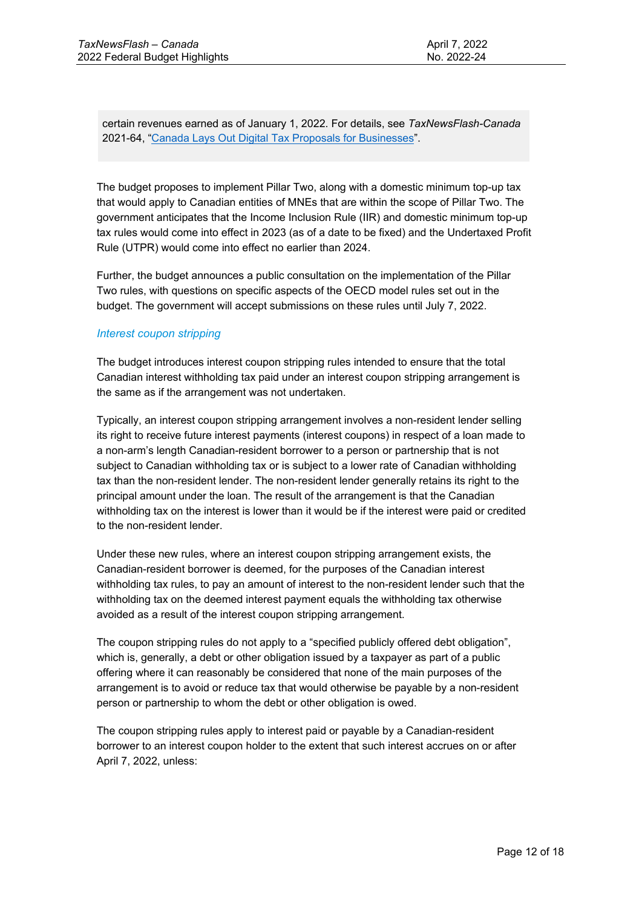certain revenues earned as of January 1, 2022. For details, see *TaxNewsFlash-Canada* 2021-64, "[Canada Lays Out Digital Tax Proposals for Businesses]".

The budget proposes to implement Pillar Two, along with a domestic minimum top-up tax that would apply to Canadian entities of MNEs that are within the scope of Pillar Two. The government anticipates that the Income Inclusion Rule (IIR) and domestic minimum top-up tax rules would come into effect in 2023 (as of a date to be fixed) and the Undertaxed Profit Rule (UTPR) would come into effect no earlier than 2024.

Further, the budget announces a public consultation on the implementation of the Pillar Two rules, with questions on specific aspects of the OECD model rules set out in the budget. The government will accept submissions on these rules until July 7, 2022.

### *Interest coupon stripping*

The budget introduces interest coupon stripping rules intended to ensure that the total Canadian interest withholding tax paid under an interest coupon stripping arrangement is the same as if the arrangement was not undertaken.

Typically, an interest coupon stripping arrangement involves a non-resident lender selling its right to receive future interest payments (interest coupons) in respect of a loan made to a non-arm's length Canadian-resident borrower to a person or partnership that is not subject to Canadian withholding tax or is subject to a lower rate of Canadian withholding tax than the non-resident lender. The non-resident lender generally retains its right to the principal amount under the loan. The result of the arrangement is that the Canadian withholding tax on the interest is lower than it would be if the interest were paid or credited to the non-resident lender.

Under these new rules, where an interest coupon stripping arrangement exists, the Canadian-resident borrower is deemed, for the purposes of the Canadian interest withholding tax rules, to pay an amount of interest to the non-resident lender such that the withholding tax on the deemed interest payment equals the withholding tax otherwise avoided as a result of the interest coupon stripping arrangement.

The coupon stripping rules do not apply to a "specified publicly offered debt obligation", which is, generally, a debt or other obligation issued by a taxpayer as part of a public offering where it can reasonably be considered that none of the main purposes of the arrangement is to avoid or reduce tax that would otherwise be payable by a non-resident person or partnership to whom the debt or other obligation is owed.

The coupon stripping rules apply to interest paid or payable by a Canadian-resident borrower to an interest coupon holder to the extent that such interest accrues on or after April 7, 2022, unless: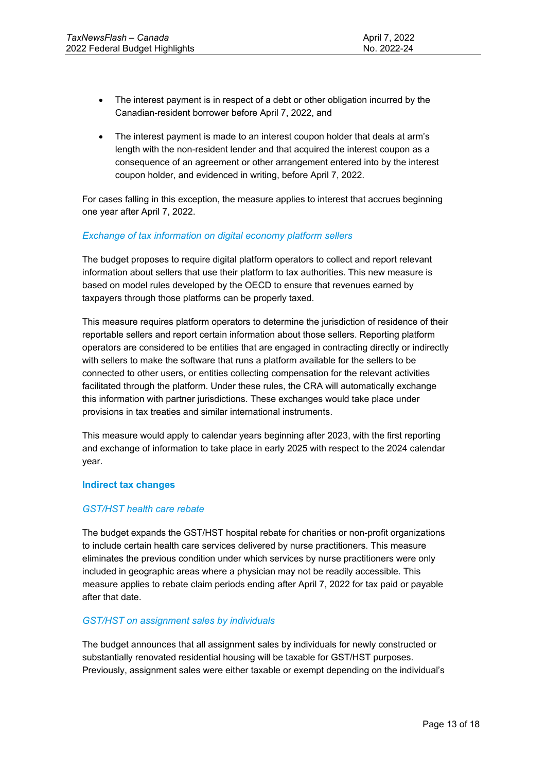- The interest payment is in respect of a debt or other obligation incurred by the Canadian-resident borrower before April 7, 2022, and
- The interest payment is made to an interest coupon holder that deals at arm's length with the non-resident lender and that acquired the interest coupon as a consequence of an agreement or other arrangement entered into by the interest coupon holder, and evidenced in writing, before April 7, 2022.

For cases falling in this exception, the measure applies to interest that accrues beginning one year after April 7, 2022.

*Exchange of tax information on digital economy platform sellers*

The budget proposes to require digital platform operators to collect and report relevant information about sellers that use their platform to tax authorities. This new measure is based on model rules developed by the OECD to ensure that revenues earned by taxpayers through those platforms can be properly taxed.

This measure requires platform operators to determine the jurisdiction of residence of their reportable sellers and report certain information about those sellers. Reporting platform operators are considered to be entities that are engaged in contracting directly or indirectly with sellers to make the software that runs a platform available for the sellers to be connected to other users, or entities collecting compensation for the relevant activities facilitated through the platform. Under these rules, the CRA will automatically exchange this information with partner jurisdictions. These exchanges would take place under provisions in tax treaties and similar international instruments.

This measure would apply to calendar years beginning after 2023, with the first reporting and exchange of information to take place in early 2025 with respect to the 2024 calendar year.

**Indirect tax changes**

*GST/HST health care rebate*

The budget expands the GST/HST hospital rebate for charities or non-profit organizations to include certain health care services delivered by nurse practitioners. This measure eliminates the previous condition under which services by nurse practitioners were only included in geographic areas where a physician may not be readily accessible. This measure applies to rebate claim periods ending after April 7, 2022 for tax paid or payable after that date.

*GST/HST on assignment sales by individuals*

The budget announces that all assignment sales by individuals for newly constructed or substantially renovated residential housing will be taxable for GST/HST purposes. Previously, assignment sales were either taxable or exempt depending on the individual's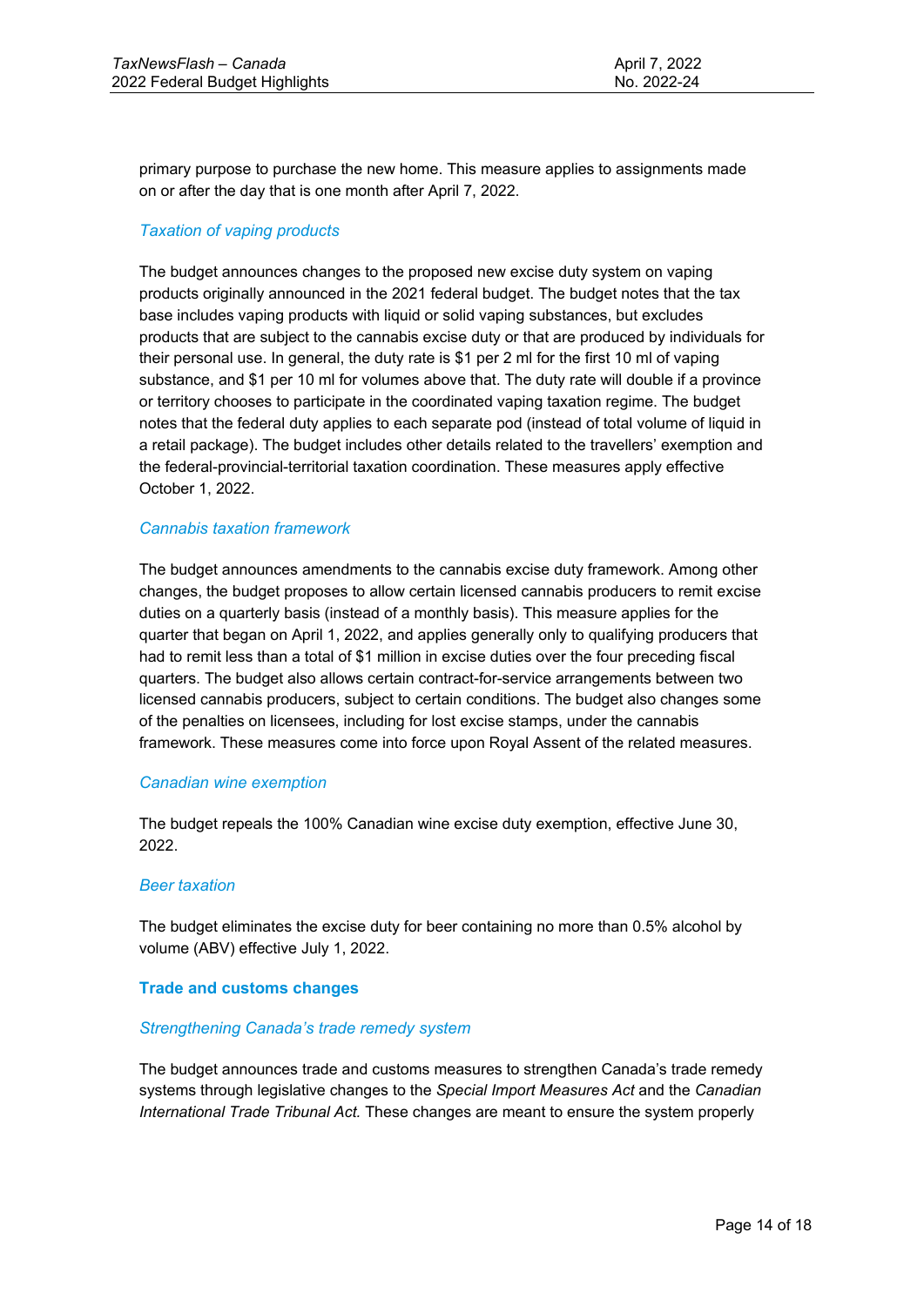primary purpose to purchase the new home. This measure applies to assignments made on or after the day that is one month after April 7, 2022.

### *Taxation of vaping products*

The budget announces changes to the proposed new excise duty system on vaping products originally announced in the 2021 federal budget. The budget notes that the tax base includes vaping products with liquid or solid vaping substances, but excludes products that are subject to the cannabis excise duty or that are produced by individuals for their personal use. In general, the duty rate is $1 per 2 ml for the first 10 ml of vaping substance, and $1 per 10 ml for volumes above that. The duty rate will double if a province or territory chooses to participate in the coordinated vaping taxation regime. The budget notes that the federal duty applies to each separate pod (instead of total volume of liquid in a retail package). The budget includes other details related to the travellers' exemption and the federal-provincial-territorial taxation coordination. These measures apply effective October 1, 2022.

### *Cannabis taxation framework*

The budget announces amendments to the cannabis excise duty framework. Among other changes, the budget proposes to allow certain licensed cannabis producers to remit excise duties on a quarterly basis (instead of a monthly basis). This measure applies for the quarter that began on April 1, 2022, and applies generally only to qualifying producers that had to remit less than a total of $1 million in excise duties over the four preceding fiscal quarters. The budget also allows certain contract-for-service arrangements between two licensed cannabis producers, subject to certain conditions. The budget also changes some of the penalties on licensees, including for lost excise stamps, under the cannabis framework. These measures come into force upon Royal Assent of the related measures.

### *Canadian wine exemption*

The budget repeals the 100% Canadian wine excise duty exemption, effective June 30, 2022.

### *Beer taxation*

The budget eliminates the excise duty for beer containing no more than 0.5% alcohol by volume (ABV) effective July 1, 2022.

## Trade and customs changes

### *Strengthening Canada's trade remedy system*

The budget announces trade and customs measures to strengthen Canada's trade remedy systems through legislative changes to the *Special Import Measures Act* and the *Canadian International Trade Tribunal Act.* These changes are meant to ensure the system properly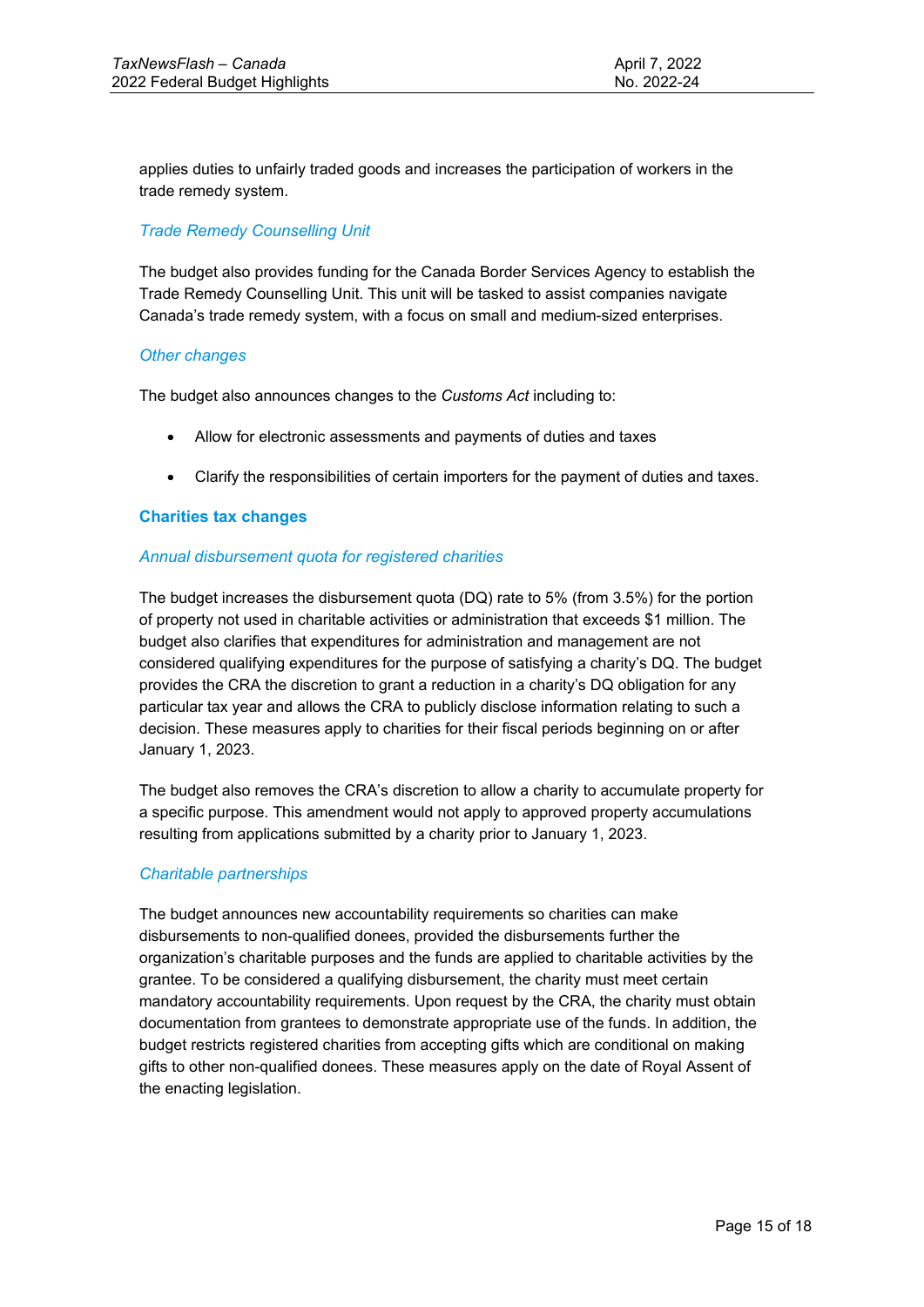applies duties to unfairly traded goods and increases the participation of workers in the trade remedy system.

#### *Trade Remedy Counselling Unit*

The budget also provides funding for the Canada Border Services Agency to establish the Trade Remedy Counselling Unit. This unit will be tasked to assist companies navigate Canada's trade remedy system, with a focus on small and medium-sized enterprises.

#### *Other changes*

The budget also announces changes to the *Customs Act* including to:

- Allow for electronic assessments and payments of duties and taxes
- Clarify the responsibilities of certain importers for the payment of duties and taxes.

### Charities tax changes

#### *Annual disbursement quota for registered charities*

The budget increases the disbursement quota (DQ) rate to 5% (from 3.5%) for the portion of property not used in charitable activities or administration that exceeds $1 million. The budget also clarifies that expenditures for administration and management are not considered qualifying expenditures for the purpose of satisfying a charity's DQ. The budget provides the CRA the discretion to grant a reduction in a charity's DQ obligation for any particular tax year and allows the CRA to publicly disclose information relating to such a decision. These measures apply to charities for their fiscal periods beginning on or after January 1, 2023.

The budget also removes the CRA's discretion to allow a charity to accumulate property for a specific purpose. This amendment would not apply to approved property accumulations resulting from applications submitted by a charity prior to January 1, 2023.

#### *Charitable partnerships*

The budget announces new accountability requirements so charities can make disbursements to non-qualified donees, provided the disbursements further the organization's charitable purposes and the funds are applied to charitable activities by the grantee. To be considered a qualifying disbursement, the charity must meet certain mandatory accountability requirements. Upon request by the CRA, the charity must obtain documentation from grantees to demonstrate appropriate use of the funds. In addition, the budget restricts registered charities from accepting gifts which are conditional on making gifts to other non-qualified donees. These measures apply on the date of Royal Assent of the enacting legislation.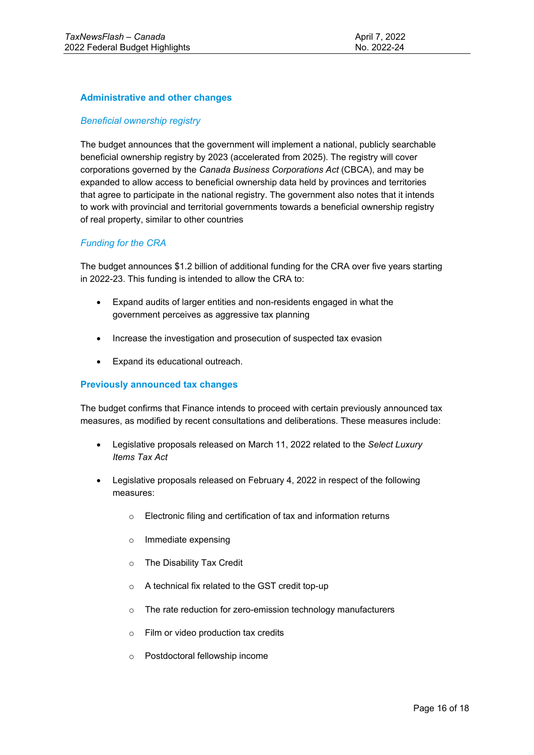## Administrative and other changes

### *Beneficial ownership registry*

The budget announces that the government will implement a national, publicly searchable beneficial ownership registry by 2023 (accelerated from 2025). The registry will cover corporations governed by the *Canada Business Corporations Act* (CBCA), and may be expanded to allow access to beneficial ownership data held by provinces and territories that agree to participate in the national registry. The government also notes that it intends to work with provincial and territorial governments towards a beneficial ownership registry of real property, similar to other countries

### *Funding for the CRA*

The budget announces $1.2 billion of additional funding for the CRA over five years starting in 2022-23. This funding is intended to allow the CRA to:

- Expand audits of larger entities and non-residents engaged in what the government perceives as aggressive tax planning
- Increase the investigation and prosecution of suspected tax evasion
- Expand its educational outreach.

## Previously announced tax changes

The budget confirms that Finance intends to proceed with certain previously announced tax measures, as modified by recent consultations and deliberations. These measures include:

- Legislative proposals released on March 11, 2022 related to the *Select Luxury Items Tax Act*
- Legislative proposals released on February 4, 2022 in respect of the following measures:
  - Electronic filing and certification of tax and information returns
  - Immediate expensing
  - The Disability Tax Credit
  - A technical fix related to the GST credit top-up
  - The rate reduction for zero-emission technology manufacturers
  - Film or video production tax credits
  - Postdoctoral fellowship income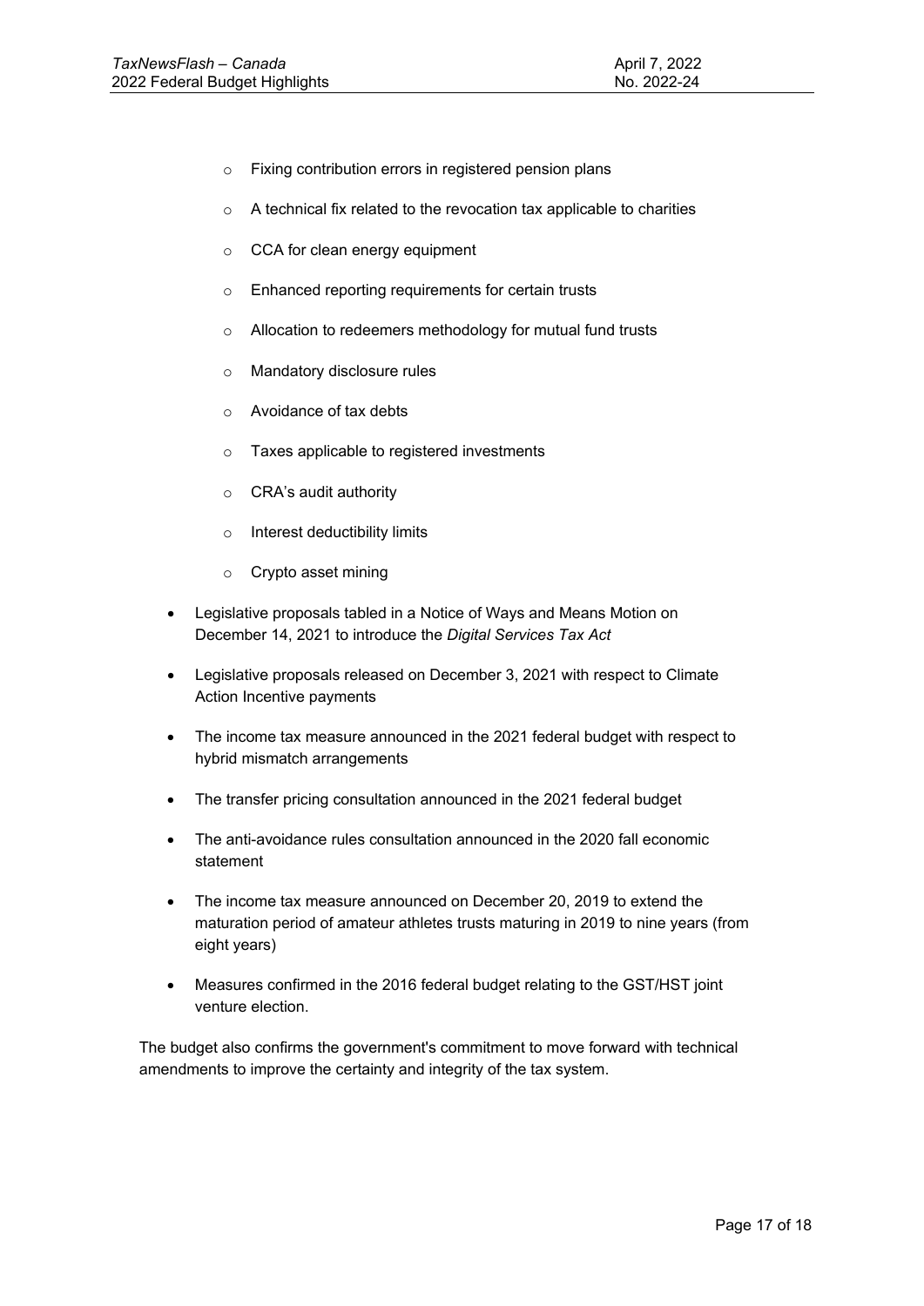- Fixing contribution errors in registered pension plans
  - A technical fix related to the revocation tax applicable to charities
  - CCA for clean energy equipment
  - Enhanced reporting requirements for certain trusts
  - Allocation to redeemers methodology for mutual fund trusts
  - Mandatory disclosure rules
  - Avoidance of tax debts
  - Taxes applicable to registered investments
  - CRA's audit authority
  - Interest deductibility limits
  - Crypto asset mining
- Legislative proposals tabled in a Notice of Ways and Means Motion on December 14, 2021 to introduce the *Digital Services Tax Act*
- Legislative proposals released on December 3, 2021 with respect to Climate Action Incentive payments
- The income tax measure announced in the 2021 federal budget with respect to hybrid mismatch arrangements
- The transfer pricing consultation announced in the 2021 federal budget
- The anti-avoidance rules consultation announced in the 2020 fall economic statement
- The income tax measure announced on December 20, 2019 to extend the maturation period of amateur athletes trusts maturing in 2019 to nine years (from eight years)
- Measures confirmed in the 2016 federal budget relating to the GST/HST joint venture election.

The budget also confirms the government's commitment to move forward with technical amendments to improve the certainty and integrity of the tax system.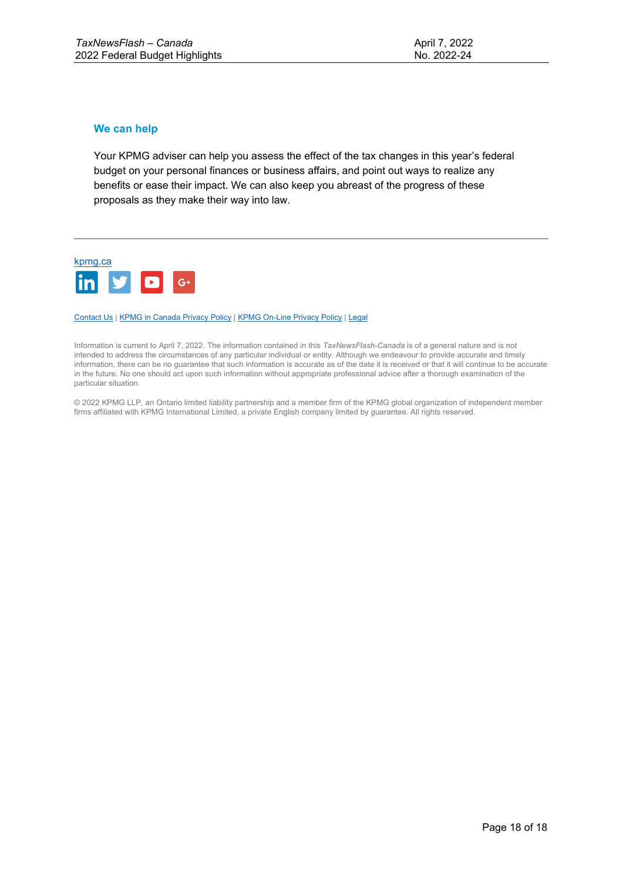## We can help

Your KPMG adviser can help you assess the effect of the tax changes in this year's federal budget on your personal finances or business affairs, and point out ways to realize any benefits or ease their impact. We can also keep you abreast of the progress of these proposals as they make their way into law.

---

kpmg.ca

Contact Us | KPMG in Canada Privacy Policy | KPMG On-Line Privacy Policy | Legal

Information is current to April 7, 2022. The information contained in this *TaxNewsFlash-Canada* is of a general nature and is not intended to address the circumstances of any particular individual or entity. Although we endeavour to provide accurate and timely information, there can be no guarantee that such information is accurate as of the date it is received or that it will continue to be accurate in the future. No one should act upon such information without appropriate professional advice after a thorough examination of the particular situation.

© 2022 KPMG LLP, an Ontario limited liability partnership and a member firm of the KPMG global organization of independent member firms affiliated with KPMG International Limited, a private English company limited by guarantee. All rights reserved.